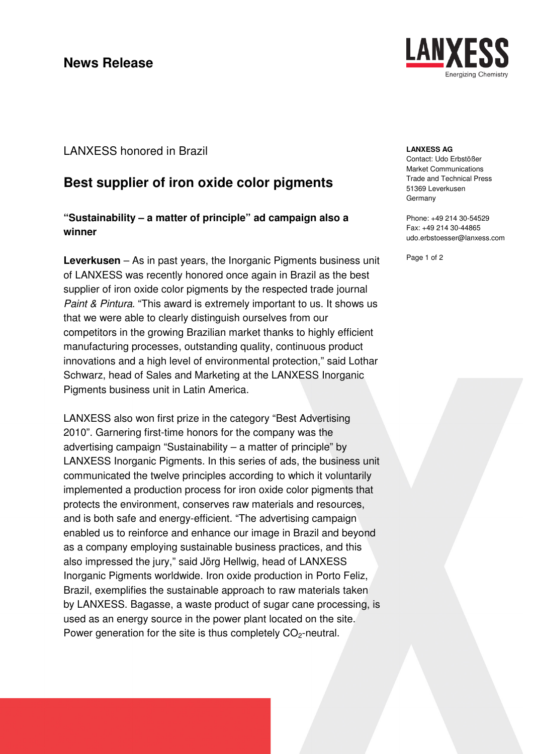# News Release

**LANXESS AG**
Contact: Udo Erbstößer
Market Communications
Trade and Technical Press
51369 Leverkusen
Germany

Phone: +49 214 30-54529
Fax: +49 214 30-44865
udo.erbstoesser@lanxess.com

LANXESS honored in Brazil

## Best supplier of iron oxide color pigments

### "Sustainability – a matter of principle" ad campaign also a winner

**Leverkusen** – As in past years, the Inorganic Pigments business unit of LANXESS was recently honored once again in Brazil as the best supplier of iron oxide color pigments by the respected trade journal *Paint & Pintura*. "This award is extremely important to us. It shows us that we were able to clearly distinguish ourselves from our competitors in the growing Brazilian market thanks to highly efficient manufacturing processes, outstanding quality, continuous product innovations and a high level of environmental protection," said Lothar Schwarz, head of Sales and Marketing at the LANXESS Inorganic Pigments business unit in Latin America.

LANXESS also won first prize in the category "Best Advertising 2010". Garnering first-time honors for the company was the advertising campaign "Sustainability – a matter of principle" by LANXESS Inorganic Pigments. In this series of ads, the business unit communicated the twelve principles according to which it voluntarily implemented a production process for iron oxide color pigments that protects the environment, conserves raw materials and resources, and is both safe and energy-efficient. "The advertising campaign enabled us to reinforce and enhance our image in Brazil and beyond as a company employing sustainable business practices, and this also impressed the jury," said Jörg Hellwig, head of LANXESS Inorganic Pigments worldwide. Iron oxide production in Porto Feliz, Brazil, exemplifies the sustainable approach to raw materials taken by LANXESS. Bagasse, a waste product of sugar cane processing, is used as an energy source in the power plant located on the site. Power generation for the site is thus completely $CO_2$-neutral.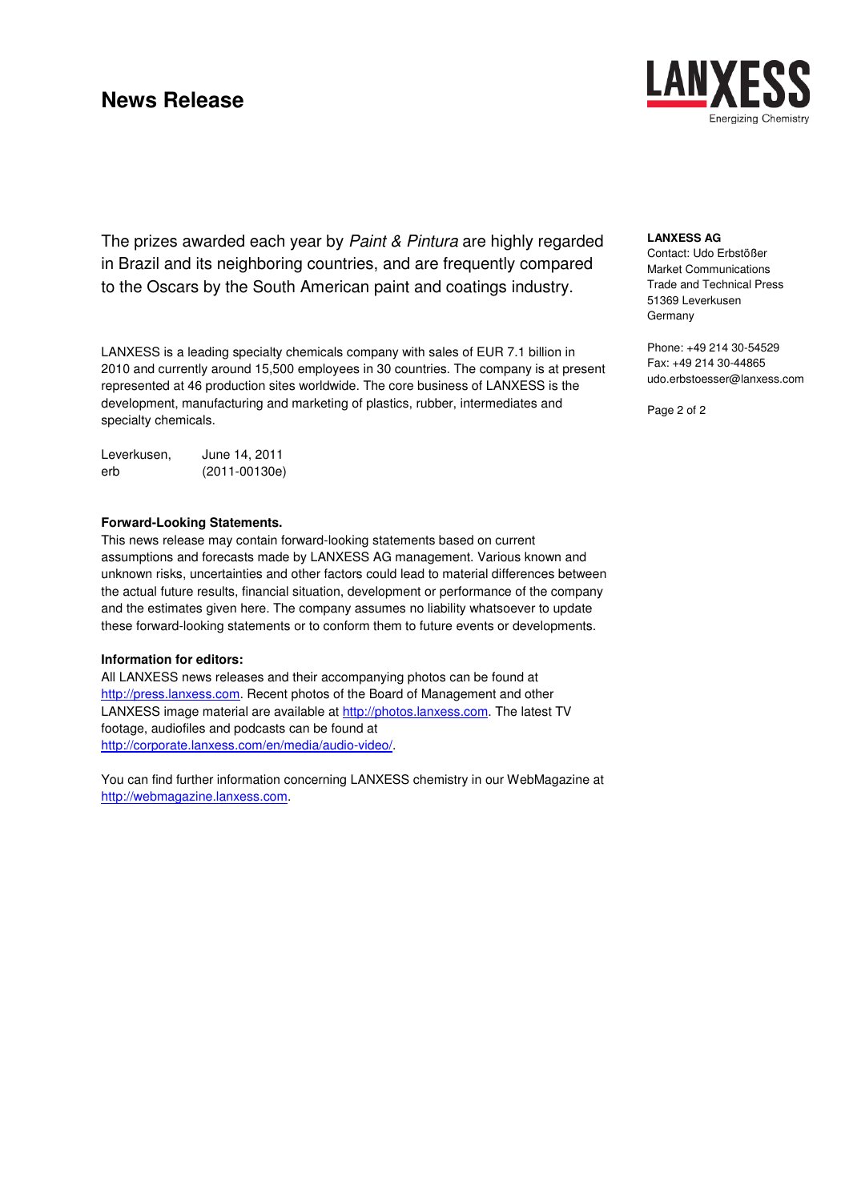# News Release

The prizes awarded each year by *Paint & Pintura* are highly regarded in Brazil and its neighboring countries, and are frequently compared to the Oscars by the South American paint and coatings industry.

LANXESS is a leading specialty chemicals company with sales of EUR 7.1 billion in 2010 and currently around 15,500 employees in 30 countries. The company is at present represented at 46 production sites worldwide. The core business of LANXESS is the development, manufacturing and marketing of plastics, rubber, intermediates and specialty chemicals.

Leverkusen, June 14, 2011
erb (2011-00130e)

**Forward-Looking Statements.**
This news release may contain forward-looking statements based on current assumptions and forecasts made by LANXESS AG management. Various known and unknown risks, uncertainties and other factors could lead to material differences between the actual future results, financial situation, development or performance of the company and the estimates given here. The company assumes no liability whatsoever to update these forward-looking statements or to conform them to future events or developments.

**Information for editors:**
All LANXESS news releases and their accompanying photos can be found at http://press.lanxess.com. Recent photos of the Board of Management and other LANXESS image material are available at http://photos.lanxess.com. The latest TV footage, audiofiles and podcasts can be found at http://corporate.lanxess.com/en/media/audio-video/.

You can find further information concerning LANXESS chemistry in our WebMagazine at http://webmagazine.lanxess.com.

**LANXESS AG**
Contact: Udo Erbstößer
Market Communications
Trade and Technical Press
51369 Leverkusen
Germany

Phone: +49 214 30-54529
Fax: +49 214 30-44865
udo.erbstoesser@lanxess.com